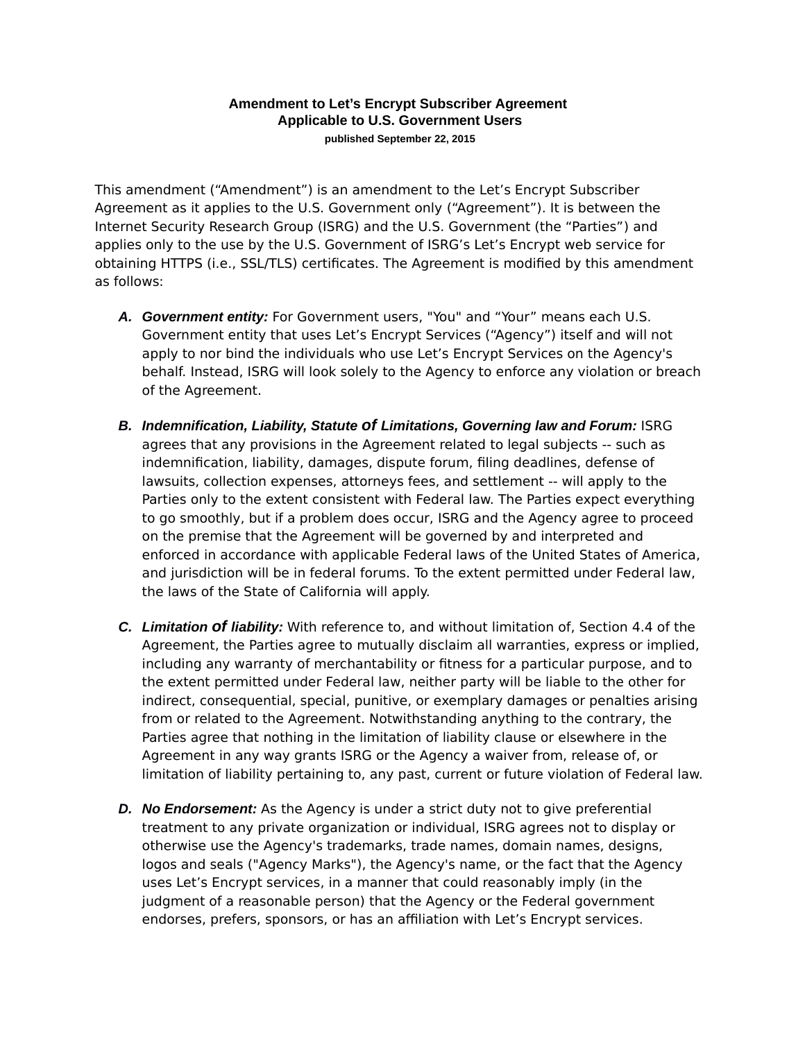# Amendment to Let's Encrypt Subscriber Agreement Applicable to U.S. Government Users

**published September 22, 2015**

This amendment ("Amendment") is an amendment to the Let's Encrypt Subscriber Agreement as it applies to the U.S. Government only ("Agreement"). It is between the Internet Security Research Group (ISRG) and the U.S. Government (the "Parties") and applies only to the use by the U.S. Government of ISRG's Let's Encrypt web service for obtaining HTTPS (i.e., SSL/TLS) certificates. The Agreement is modified by this amendment as follows:

**A.** ***Government entity:*** For Government users, "You" and "Your" means each U.S. Government entity that uses Let's Encrypt Services ("Agency") itself and will not apply to nor bind the individuals who use Let's Encrypt Services on the Agency's behalf. Instead, ISRG will look solely to the Agency to enforce any violation or breach of the Agreement.

**B.** ***Indemnification, Liability, Statute of Limitations, Governing law and Forum:*** ISRG agrees that any provisions in the Agreement related to legal subjects -- such as indemnification, liability, damages, dispute forum, filing deadlines, defense of lawsuits, collection expenses, attorneys fees, and settlement -- will apply to the Parties only to the extent consistent with Federal law. The Parties expect everything to go smoothly, but if a problem does occur, ISRG and the Agency agree to proceed on the premise that the Agreement will be governed by and interpreted and enforced in accordance with applicable Federal laws of the United States of America, and jurisdiction will be in federal forums. To the extent permitted under Federal law, the laws of the State of California will apply.

**C.** ***Limitation of liability:*** With reference to, and without limitation of, Section 4.4 of the Agreement, the Parties agree to mutually disclaim all warranties, express or implied, including any warranty of merchantability or fitness for a particular purpose, and to the extent permitted under Federal law, neither party will be liable to the other for indirect, consequential, special, punitive, or exemplary damages or penalties arising from or related to the Agreement. Notwithstanding anything to the contrary, the Parties agree that nothing in the limitation of liability clause or elsewhere in the Agreement in any way grants ISRG or the Agency a waiver from, release of, or limitation of liability pertaining to, any past, current or future violation of Federal law.

**D.** ***No Endorsement:*** As the Agency is under a strict duty not to give preferential treatment to any private organization or individual, ISRG agrees not to display or otherwise use the Agency's trademarks, trade names, domain names, designs, logos and seals ("Agency Marks"), the Agency's name, or the fact that the Agency uses Let's Encrypt services, in a manner that could reasonably imply (in the judgment of a reasonable person) that the Agency or the Federal government endorses, prefers, sponsors, or has an affiliation with Let's Encrypt services.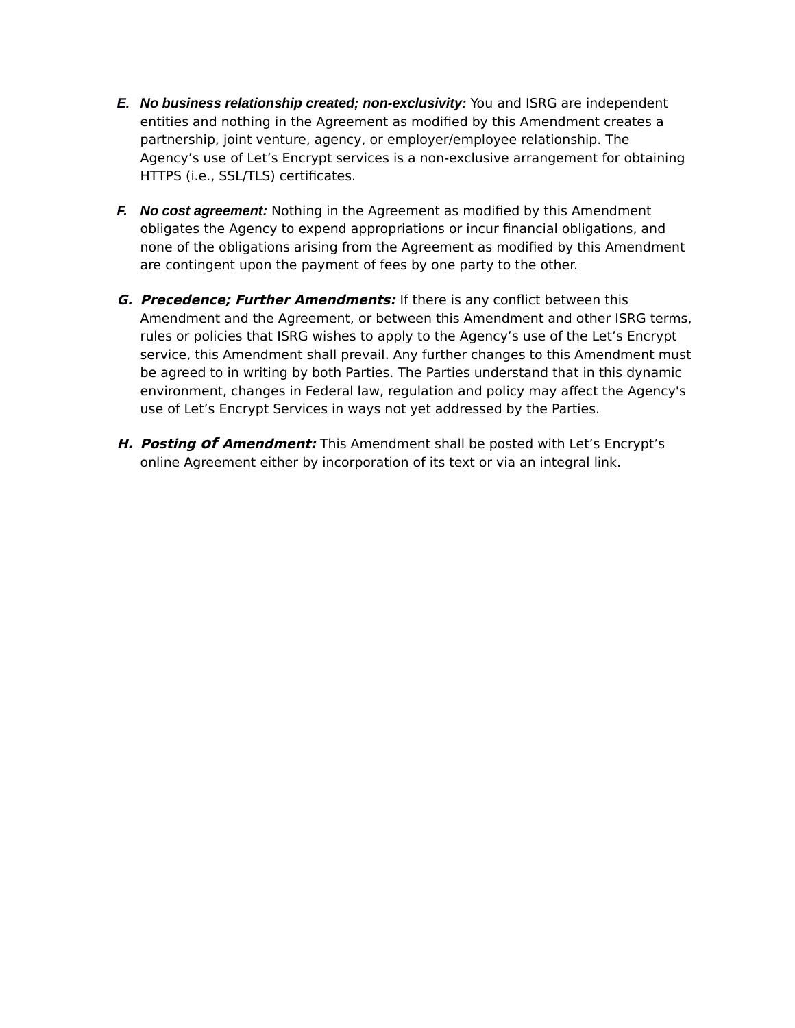E. ***No business relationship created; non-exclusivity:*** You and ISRG are independent entities and nothing in the Agreement as modified by this Amendment creates a partnership, joint venture, agency, or employer/employee relationship. The Agency’s use of Let’s Encrypt services is a non-exclusive arrangement for obtaining HTTPS (i.e., SSL/TLS) certificates.

F. ***No cost agreement:*** Nothing in the Agreement as modified by this Amendment obligates the Agency to expend appropriations or incur financial obligations, and none of the obligations arising from the Agreement as modified by this Amendment are contingent upon the payment of fees by one party to the other.

G. ***Precedence; Further Amendments:*** If there is any conflict between this Amendment and the Agreement, or between this Amendment and other ISRG terms, rules or policies that ISRG wishes to apply to the Agency’s use of the Let’s Encrypt service, this Amendment shall prevail. Any further changes to this Amendment must be agreed to in writing by both Parties. The Parties understand that in this dynamic environment, changes in Federal law, regulation and policy may affect the Agency's use of Let’s Encrypt Services in ways not yet addressed by the Parties.

H. ***Posting of Amendment:*** This Amendment shall be posted with Let’s Encrypt’s online Agreement either by incorporation of its text or via an integral link.